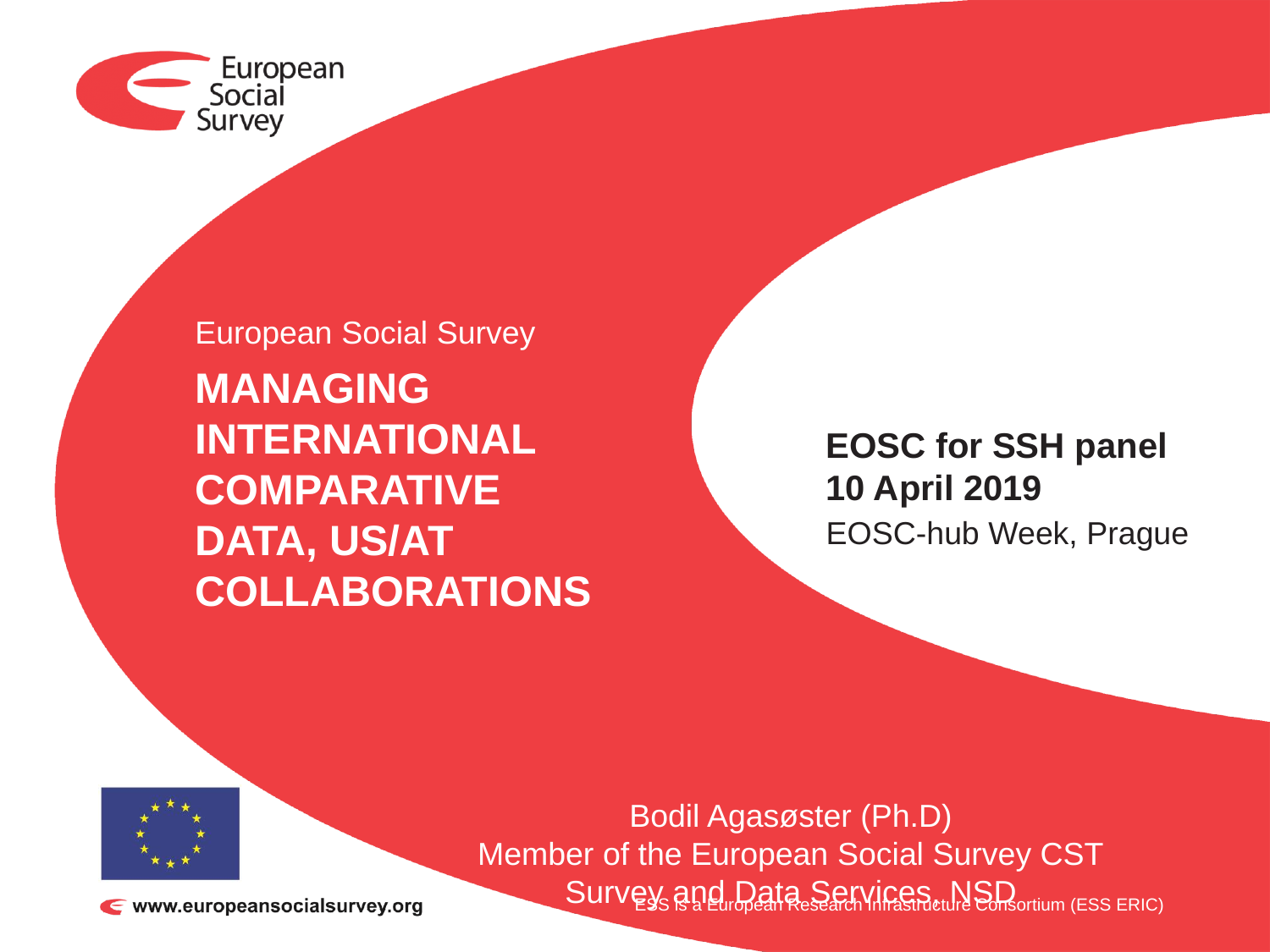European Social Survey

# MANAGING INTERNATIONAL COMPARATIVE DATA, US/AT COLLABORATIONS

**EOSC for SSH panel**
**10 April 2019**
EOSC-hub Week, Prague

Bodil Agasøster (Ph.D)
Member of the European Social Survey CST
Survey and Data Services, NSD

www.europeansocialsurvey.org

ESS is a European Research Infrastructure Consortium (ESS ERIC)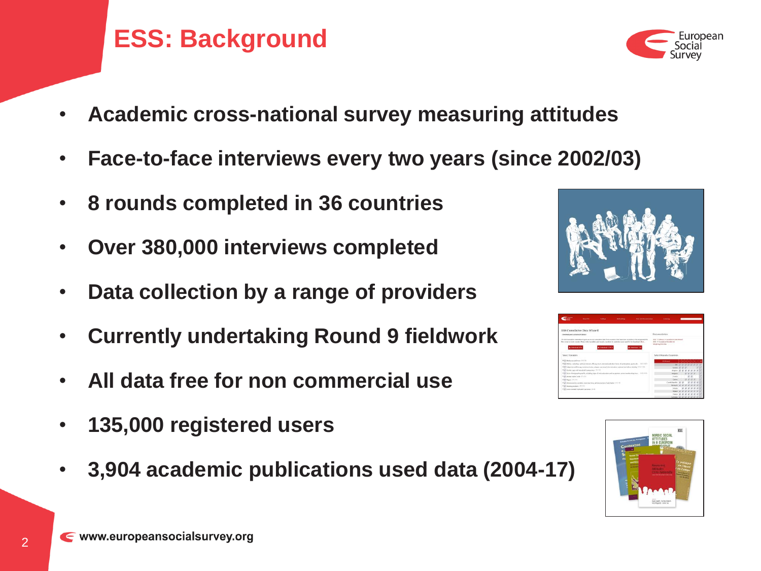# ESS: Background

- **Academic cross-national survey measuring attitudes**
- **Face-to-face interviews every two years (since 2002/03)**
- **8 rounds completed in 36 countries**
- **Over 380,000 interviews completed**
- **Data collection by a range of providers**
- **Currently undertaking Round 9 fieldwork**
- **All data free for non commercial use**
- **135,000 registered users**
- **3,904 academic publications used data (2004-17)**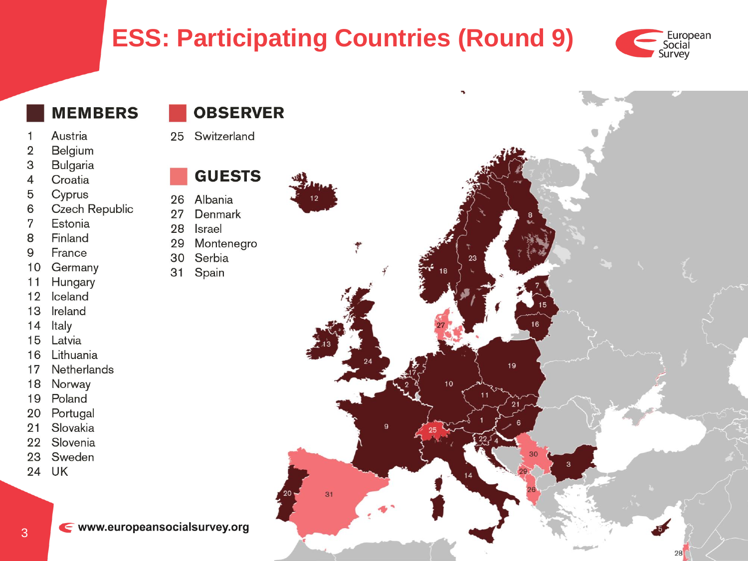# ESS: Participating Countries (Round 9)

## MEMBERS

1. Austria
2. Belgium
3. Bulgaria
4. Croatia
5. Cyprus
6. Czech Republic
7. Estonia
8. Finland
9. France
10. Germany
11. Hungary
12. Iceland
13. Ireland
14. Italy
15. Latvia
16. Lithuania
17. Netherlands
18. Norway
19. Poland
20. Portugal
21. Slovakia
22. Slovenia
23. Sweden
24. UK

## OBSERVER

25. Switzerland

## GUESTS

26. Albania
27. Denmark
28. Israel
29. Montenegro
30. Serbia
31. Spain

www.europeansocialsurvey.org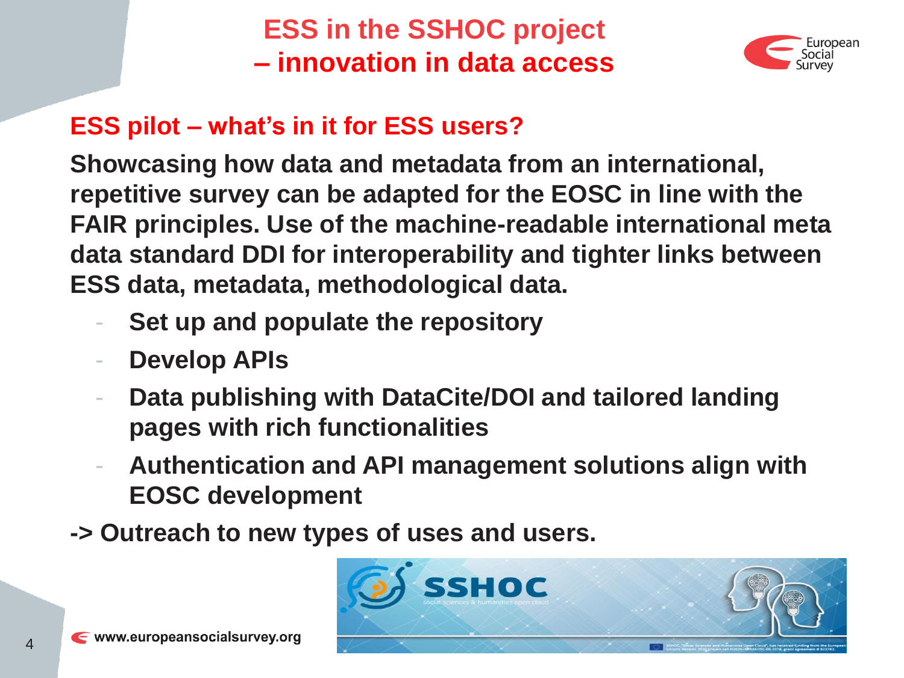# ESS in the SSHOC project – innovation in data access

## ESS pilot – what's in it for ESS users?

**Showcasing how data and metadata from an international, repetitive survey can be adapted for the EOSC in line with the FAIR principles. Use of the machine-readable international meta data standard DDI for interoperability and tighter links between ESS data, metadata, methodological data.**

- **Set up and populate the repository**
- **Develop APIs**
- **Data publishing with DataCite/DOI and tailored landing pages with rich functionalities**
- **Authentication and API management solutions align with EOSC development**

**-> Outreach to new types of uses and users.**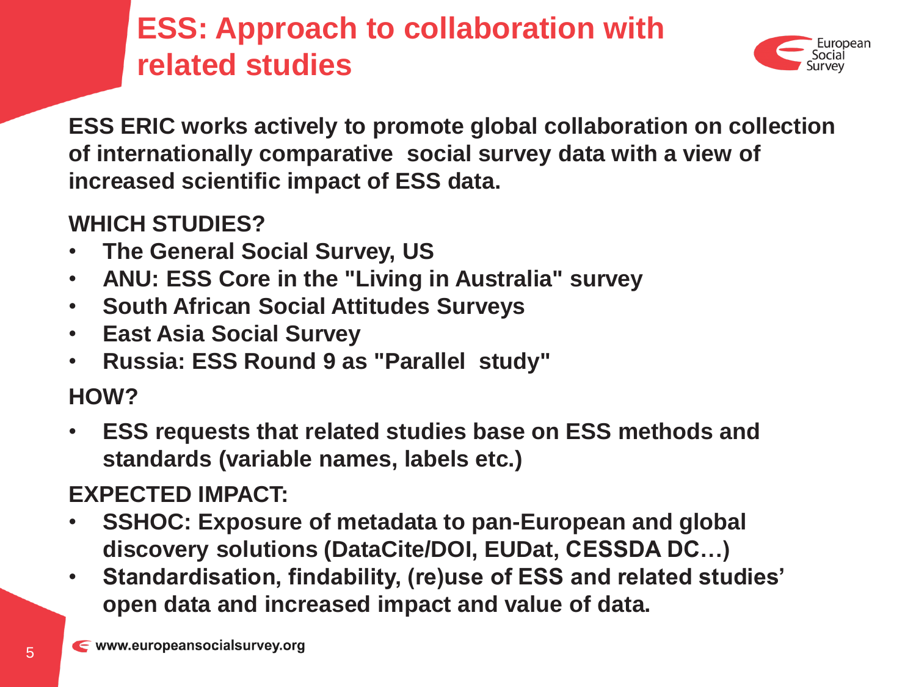# ESS: Approach to collaboration with related studies

**ESS ERIC works actively to promote global collaboration on collection of internationally comparative social survey data with a view of increased scientific impact of ESS data.**

**WHICH STUDIES?**

- **The General Social Survey, US**
- **ANU: ESS Core in the "Living in Australia" survey**
- **South African Social Attitudes Surveys**
- **East Asia Social Survey**
- **Russia: ESS Round 9 as "Parallel study"**

**HOW?**

- **ESS requests that related studies base on ESS methods and standards (variable names, labels etc.)**

**EXPECTED IMPACT:**

- **SSHOC: Exposure of metadata to pan-European and global discovery solutions (DataCite/DOI, EUDat, CESSDA DC…)**
- **Standardisation, findability, (re)use of ESS and related studies' open data and increased impact and value of data.**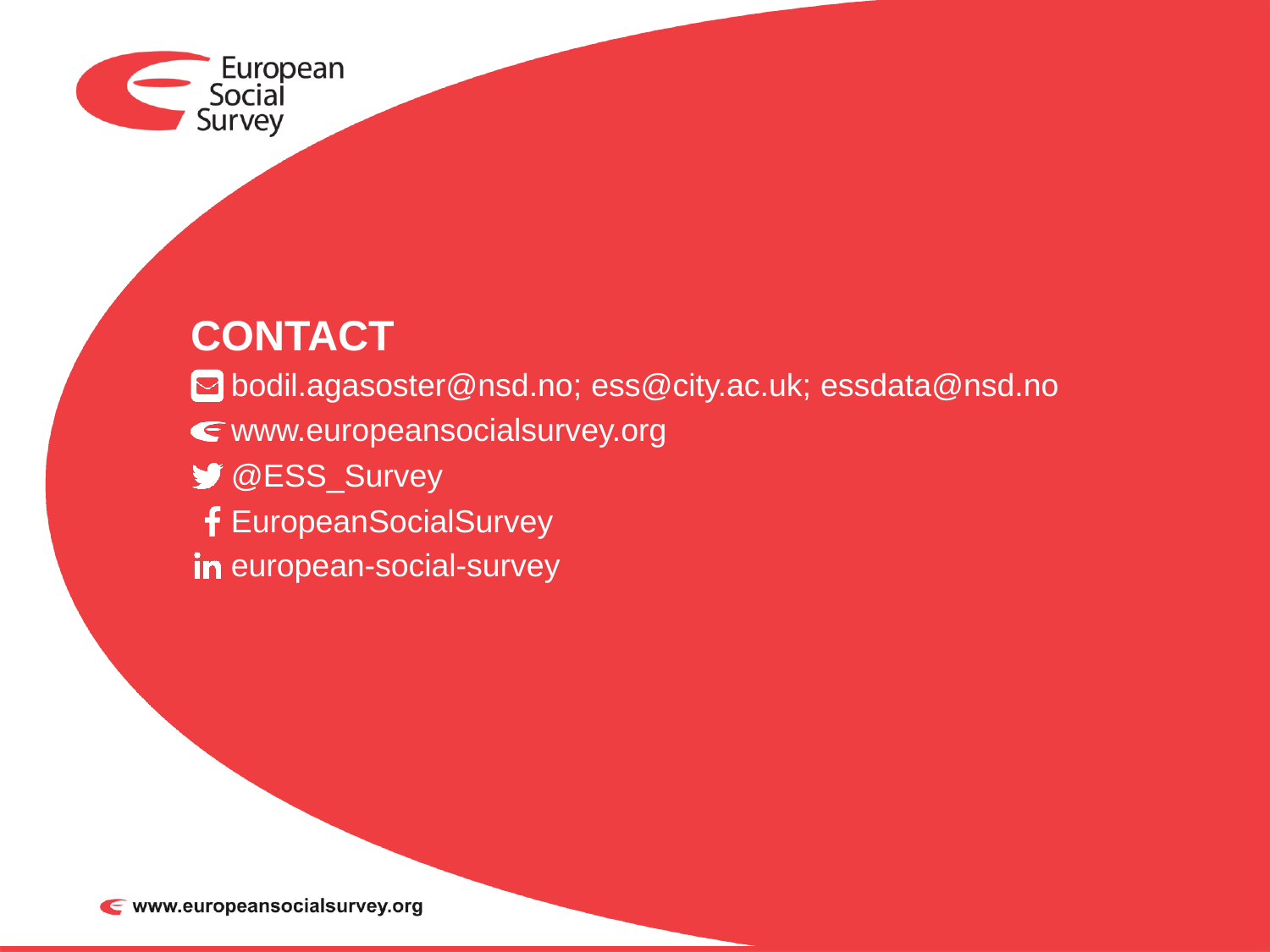## CONTACT

bodil.agasoster@nsd.no; ess@city.ac.uk; essdata@nsd.no

www.europeansocialsurvey.org

@ESS_Survey

EuropeanSocialSurvey

european-social-survey